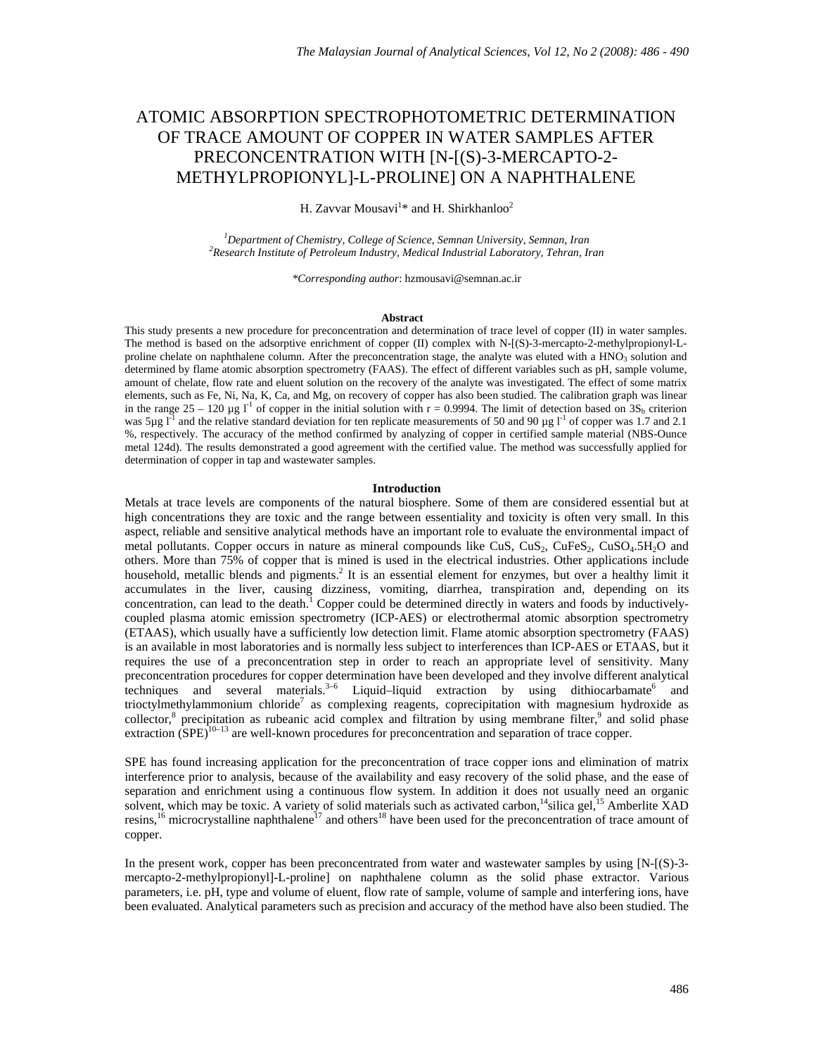# ATOMIC ABSORPTION SPECTROPHOTOMETRIC DETERMINATION OF TRACE AMOUNT OF COPPER IN WATER SAMPLES AFTER PRECONCENTRATION WITH [N-[(S)-3-MERCAPTO-2-METHYLPROPIONYL]-L-PROLINE] ON A NAPHTHALENE

H. Zavvar Mousavi[1]* and H. Shirkhanloo[2]

[1]*Department of Chemistry, College of Science, Semnan University, Semnan, Iran*
[2]*Research Institute of Petroleum Industry, Medical Industrial Laboratory, Tehran, Iran*

**Corresponding author*: hzmousavi@semnan.ac.ir

### Abstract

This study presents a new procedure for preconcentration and determination of trace level of copper (II) in water samples. The method is based on the adsorptive enrichment of copper (II) complex with N-[(S)-3-mercapto-2-methylpropionyl-L-proline chelate on naphthalene column. After the preconcentration stage, the analyte was eluted with a $HNO_3$ solution and determined by flame atomic absorption spectrometry (FAAS). The effect of different variables such as pH, sample volume, amount of chelate, flow rate and eluent solution on the recovery of the analyte was investigated. The effect of some matrix elements, such as Fe, Ni, Na, K, Ca, and Mg, on recovery of copper has also been studied. The calibration graph was linear in the range 25 – 120 µg $l^{-1}$ of copper in the initial solution with r = 0.9994. The limit of detection based on $3S_b$ criterion was 5µg $l^{-1}$ and the relative standard deviation for ten replicate measurements of 50 and 90 µg $l^{-1}$ of copper was 1.7 and 2.1 %, respectively. The accuracy of the method confirmed by analyzing of copper in certified sample material (NBS-Ounce metal 124d). The results demonstrated a good agreement with the certified value. The method was successfully applied for determination of copper in tap and wastewater samples.

### Introduction

Metals at trace levels are components of the natural biosphere. Some of them are considered essential but at high concentrations they are toxic and the range between essentiality and toxicity is often very small. In this aspect, reliable and sensitive analytical methods have an important role to evaluate the environmental impact of metal pollutants. Copper occurs in nature as mineral compounds like CuS, $CuS_2$, $CuFeS_2$, $CuSO_4.5H_2O$ and others. More than 75% of copper that is mined is used in the electrical industries. Other applications include household, metallic blends and pigments.[2] It is an essential element for enzymes, but over a healthy limit it accumulates in the liver, causing dizziness, vomiting, diarrhea, transpiration and, depending on its concentration, can lead to the death.[1] Copper could be determined directly in waters and foods by inductively-coupled plasma atomic emission spectrometry (ICP-AES) or electrothermal atomic absorption spectrometry (ETAAS), which usually have a sufficiently low detection limit. Flame atomic absorption spectrometry (FAAS) is an available in most laboratories and is normally less subject to interferences than ICP-AES or ETAAS, but it requires the use of a preconcentration step in order to reach an appropriate level of sensitivity. Many preconcentration procedures for copper determination have been developed and they involve different analytical techniques and several materials.[3–6] Liquid–liquid extraction by using dithiocarbamate[6] and trioctylmethylammonium chloride[7] as complexing reagents, coprecipitation with magnesium hydroxide as collector,[8] precipitation as rubeanic acid complex and filtration by using membrane filter,[9] and solid phase extraction (SPE)[10–13] are well-known procedures for preconcentration and separation of trace copper.

SPE has found increasing application for the preconcentration of trace copper ions and elimination of matrix interference prior to analysis, because of the availability and easy recovery of the solid phase, and the ease of separation and enrichment using a continuous flow system. In addition it does not usually need an organic solvent, which may be toxic. A variety of solid materials such as activated carbon,[14] silica gel,[15] Amberlite XAD resins,[16] microcrystalline naphthalene[17] and others[18] have been used for the preconcentration of trace amount of copper.

In the present work, copper has been preconcentrated from water and wastewater samples by using [N-[(S)-3-mercapto-2-methylpropionyl]-L-proline] on naphthalene column as the solid phase extractor. Various parameters, i.e. pH, type and volume of eluent, flow rate of sample, volume of sample and interfering ions, have been evaluated. Analytical parameters such as precision and accuracy of the method have also been studied. The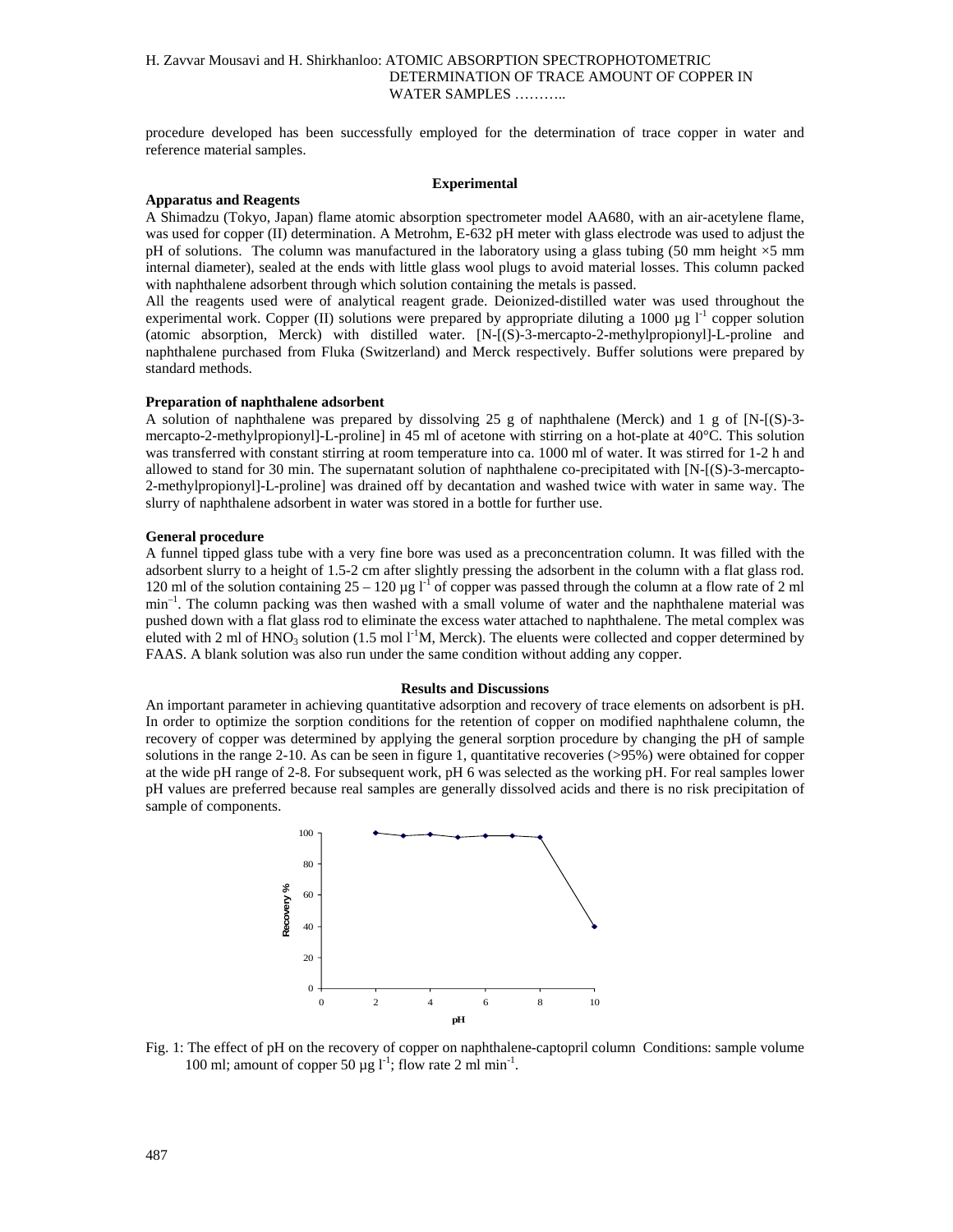procedure developed has been successfully employed for the determination of trace copper in water and reference material samples.

## Experimental

### Apparatus and Reagents

A Shimadzu (Tokyo, Japan) flame atomic absorption spectrometer model AA680, with an air-acetylene flame, was used for copper (II) determination. A Metrohm, E-632 pH meter with glass electrode was used to adjust the pH of solutions. The column was manufactured in the laboratory using a glass tubing (50 mm height ×5 mm internal diameter), sealed at the ends with little glass wool plugs to avoid material losses. This column packed with naphthalene adsorbent through which solution containing the metals is passed.

All the reagents used were of analytical reagent grade. Deionized-distilled water was used throughout the experimental work. Copper (II) solutions were prepared by appropriate diluting a 1000 µg $l^{-1}$ copper solution (atomic absorption, Merck) with distilled water. [N-[(S)-3-mercapto-2-methylpropionyl]-L-proline and naphthalene purchased from Fluka (Switzerland) and Merck respectively. Buffer solutions were prepared by standard methods.

### Preparation of naphthalene adsorbent

A solution of naphthalene was prepared by dissolving 25 g of naphthalene (Merck) and 1 g of [N-[(S)-3-mercapto-2-methylpropionyl]-L-proline] in 45 ml of acetone with stirring on a hot-plate at 40°C. This solution was transferred with constant stirring at room temperature into ca. 1000 ml of water. It was stirred for 1-2 h and allowed to stand for 30 min. The supernatant solution of naphthalene co-precipitated with [N-[(S)-3-mercapto-2-methylpropionyl]-L-proline] was drained off by decantation and washed twice with water in same way. The slurry of naphthalene adsorbent in water was stored in a bottle for further use.

### General procedure

A funnel tipped glass tube with a very fine bore was used as a preconcentration column. It was filled with the adsorbent slurry to a height of 1.5-2 cm after slightly pressing the adsorbent in the column with a flat glass rod. 120 ml of the solution containing 25 – 120 µg $l^{-1}$ of copper was passed through the column at a flow rate of 2 ml $min^{-1}$. The column packing was then washed with a small volume of water and the naphthalene material was pushed down with a flat glass rod to eliminate the excess water attached to naphthalene. The metal complex was eluted with 2 ml of $HNO_3$ solution (1.5 mol $l^{-1}$M, Merck). The eluents were collected and copper determined by FAAS. A blank solution was also run under the same condition without adding any copper.

## Results and Discussions

An important parameter in achieving quantitative adsorption and recovery of trace elements on adsorbent is pH. In order to optimize the sorption conditions for the retention of copper on modified naphthalene column, the recovery of copper was determined by applying the general sorption procedure by changing the pH of sample solutions in the range 2-10. As can be seen in figure 1, quantitative recoveries (>95%) were obtained for copper at the wide pH range of 2-8. For subsequent work, pH 6 was selected as the working pH. For real samples lower pH values are preferred because real samples are generally dissolved acids and there is no risk precipitation of sample of components.

Fig. 1: The effect of pH on the recovery of copper on naphthalene-captopril column Conditions: sample volume 100 ml; amount of copper 50 µg $l^{-1}$; flow rate 2 ml $min^{-1}$.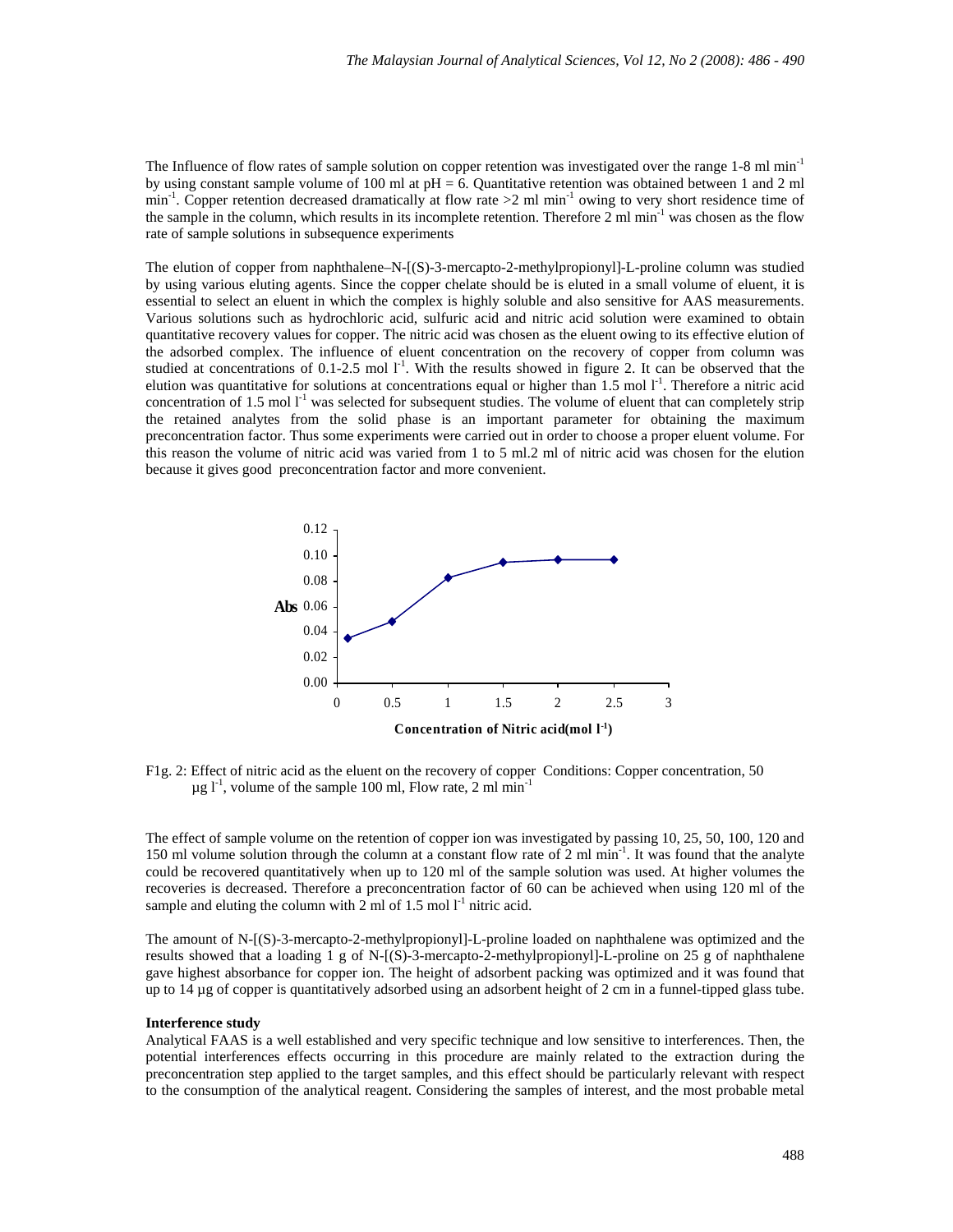The Influence of flow rates of sample solution on copper retention was investigated over the range 1-8 ml $min^{-1}$ by using constant sample volume of 100 ml at pH = 6. Quantitative retention was obtained between 1 and 2 ml $min^{-1}$. Copper retention decreased dramatically at flow rate >2 ml $min^{-1}$ owing to very short residence time of the sample in the column, which results in its incomplete retention. Therefore 2 ml $min^{-1}$ was chosen as the flow rate of sample solutions in subsequence experiments

The elution of copper from naphthalene–N-[(S)-3-mercapto-2-methylpropionyl]-L-proline column was studied by using various eluting agents. Since the copper chelate should be is eluted in a small volume of eluent, it is essential to select an eluent in which the complex is highly soluble and also sensitive for AAS measurements. Various solutions such as hydrochloric acid, sulfuric acid and nitric acid solution were examined to obtain quantitative recovery values for copper. The nitric acid was chosen as the eluent owing to its effective elution of the adsorbed complex. The influence of eluent concentration on the recovery of copper from column was studied at concentrations of 0.1-2.5 mol $l^{-1}$. With the results showed in figure 2. It can be observed that the elution was quantitative for solutions at concentrations equal or higher than 1.5 mol $l^{-1}$. Therefore a nitric acid concentration of 1.5 mol $l^{-1}$ was selected for subsequent studies. The volume of eluent that can completely strip the retained analytes from the solid phase is an important parameter for obtaining the maximum preconcentration factor. Thus some experiments were carried out in order to choose a proper eluent volume. For this reason the volume of nitric acid was varied from 1 to 5 ml.2 ml of nitric acid was chosen for the elution because it gives good preconcentration factor and more convenient.

F1g. 2: Effect of nitric acid as the eluent on the recovery of copper Conditions: Copper concentration, 50 µg $l^{-1}$, volume of the sample 100 ml, Flow rate, 2 ml $min^{-1}$

The effect of sample volume on the retention of copper ion was investigated by passing 10, 25, 50, 100, 120 and 150 ml volume solution through the column at a constant flow rate of 2 ml $min^{-1}$. It was found that the analyte could be recovered quantitatively when up to 120 ml of the sample solution was used. At higher volumes the recoveries is decreased. Therefore a preconcentration factor of 60 can be achieved when using 120 ml of the sample and eluting the column with 2 ml of 1.5 mol $l^{-1}$ nitric acid.

The amount of N-[(S)-3-mercapto-2-methylpropionyl]-L-proline loaded on naphthalene was optimized and the results showed that a loading 1 g of N-[(S)-3-mercapto-2-methylpropionyl]-L-proline on 25 g of naphthalene gave highest absorbance for copper ion. The height of adsorbent packing was optimized and it was found that up to 14 µg of copper is quantitatively adsorbed using an adsorbent height of 2 cm in a funnel-tipped glass tube.

**Interference study**

Analytical FAAS is a well established and very specific technique and low sensitive to interferences. Then, the potential interferences effects occurring in this procedure are mainly related to the extraction during the preconcentration step applied to the target samples, and this effect should be particularly relevant with respect to the consumption of the analytical reagent. Considering the samples of interest, and the most probable metal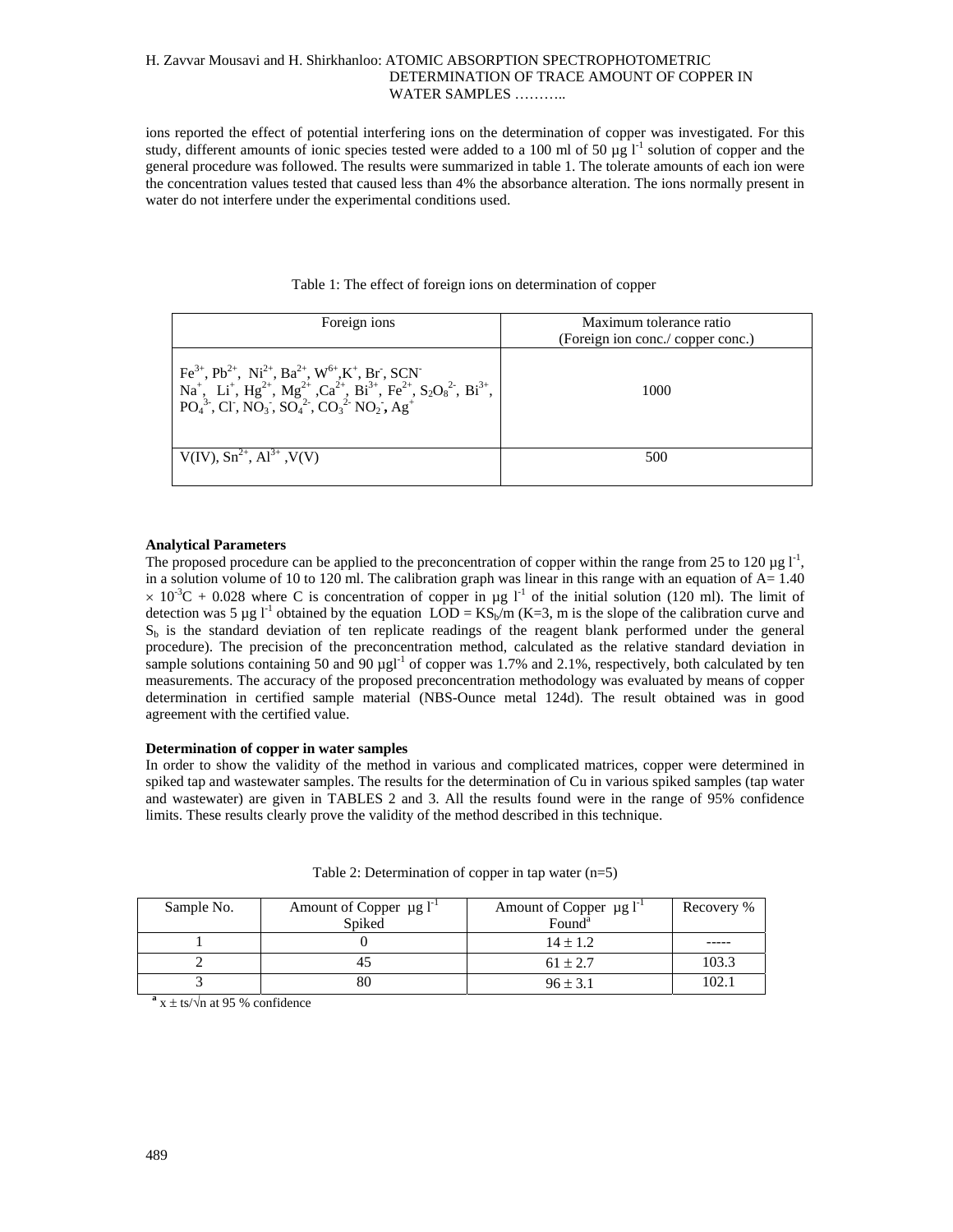ions reported the effect of potential interfering ions on the determination of copper was investigated. For this study, different amounts of ionic species tested were added to a 100 ml of 50 µg $l^{-1}$ solution of copper and the general procedure was followed. The results were summarized in table 1. The tolerate amounts of each ion were the concentration values tested that caused less than 4% the absorbance alteration. The ions normally present in water do not interfere under the experimental conditions used.

Table 1: The effect of foreign ions on determination of copper

| Foreign ions | Maximum tolerance ratio (Foreign ion conc./ copper conc.) |
|---|---|
| $Fe^{3+}$, $Pb^{2+}$, $Ni^{2+}$, $Ba^{2+}$, $W^{6+}$, $K^{+}$, $Br^{-}$, $SCN^{-}$ $Na^{+}$, $Li^{+}$, $Hg^{2+}$, $Mg^{2+}$, $Ca^{2+}$, $Bi^{3+}$, $Fe^{2+}$, $S_2O_8^{2-}$, $Bi^{3+}$, $PO_4^{3-}$, $Cl^{-}$, $NO_3^{-}$, $SO_4^{2-}$, $CO_3^{2-}$ $NO_2^{-}$, $Ag^{+}$ | 1000 |
| V(IV), $Sn^{2+}$, $Al^{3+}$, V(V) | 500 |

**Analytical Parameters**

The proposed procedure can be applied to the preconcentration of copper within the range from 25 to 120 µg $l^{-1}$, in a solution volume of 10 to 120 ml. The calibration graph was linear in this range with an equation of $A = 1.40 \times 10^{-3}C + 0.028$ where C is concentration of copper in µg $l^{-1}$ of the initial solution (120 ml). The limit of detection was 5 µg $l^{-1}$ obtained by the equation $LOD = KS_b/m$ (K=3, m is the slope of the calibration curve and $S_b$ is the standard deviation of ten replicate readings of the reagent blank performed under the general procedure). The precision of the preconcentration method, calculated as the relative standard deviation in sample solutions containing 50 and 90 µg$l^{-1}$ of copper was 1.7% and 2.1%, respectively, both calculated by ten measurements. The accuracy of the proposed preconcentration methodology was evaluated by means of copper determination in certified sample material (NBS-Ounce metal 124d). The result obtained was in good agreement with the certified value.

**Determination of copper in water samples**

In order to show the validity of the method in various and complicated matrices, copper were determined in spiked tap and wastewater samples. The results for the determination of Cu in various spiked samples (tap water and wastewater) are given in TABLES 2 and 3. All the results found were in the range of 95% confidence limits. These results clearly prove the validity of the method described in this technique.

Table 2: Determination of copper in tap water (n=5)

| Sample No. | Amount of Copper µg $l^{-1}$ Spiked | Amount of Copper µg $l^{-1}$ Found[a] | Recovery % |
|---|---|---|---|
| 1 | 0 | 14 ± 1.2 | ----- |
| 2 | 45 | 61 ± 2.7 | 103.3 |
| 3 | 80 | 96 ± 3.1 | 102.1 |

[a] $x \pm ts/\sqrt{n}$ at 95 % confidence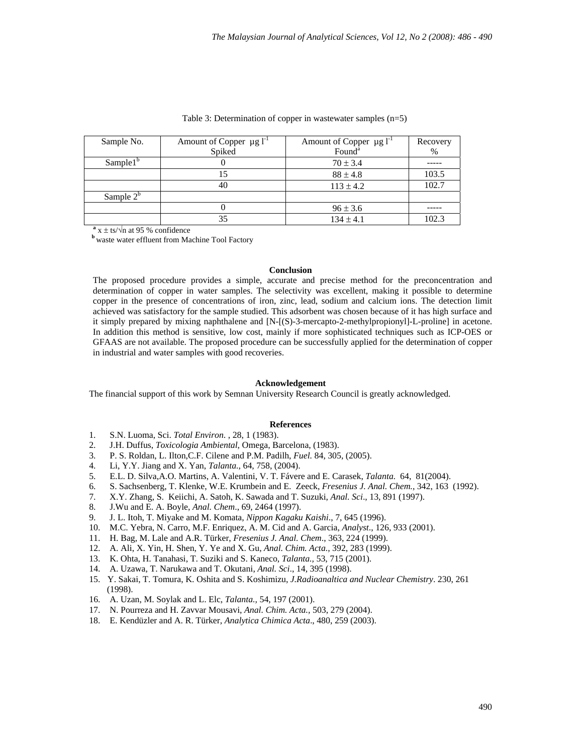Table 3: Determination of copper in wastewater samples (n=5)

| Sample No. | Amount of Copper μg l$^{-1}$ Spiked | Amount of Copper μg l$^{-1}$ Found[a] | Recovery % |
|---|---|---|---|
| Sample1[b] | 0 | 70 ± 3.4 | ----- |
| | 15 | 88 ± 4.8 | 103.5 |
| | 40 | 113 ± 4.2 | 102.7 |
| Sample 2[b] | | | |
| | 0 | 96 ± 3.6 | ----- |
| | 35 | 134 ± 4.1 | 102.3 |

[a] $x \pm ts/\sqrt{n}$ at 95 % confidence
[b] waste water effluent from Machine Tool Factory

## Conclusion

The proposed procedure provides a simple, accurate and precise method for the preconcentration and determination of copper in water samples. The selectivity was excellent, making it possible to determine copper in the presence of concentrations of iron, zinc, lead, sodium and calcium ions. The detection limit achieved was satisfactory for the sample studied. This adsorbent was chosen because of it has high surface and it simply prepared by mixing naphthalene and [N-[(S)-3-mercapto-2-methylpropionyl]-L-proline] in acetone. In addition this method is sensitive, low cost, mainly if more sophisticated techniques such as ICP-OES or GFAAS are not available. The proposed procedure can be successfully applied for the determination of copper in industrial and water samples with good recoveries.

## Acknowledgement

The financial support of this work by Semnan University Research Council is greatly acknowledged.

## References

1. S.N. Luoma, Sci. *Total Environ.* , 28, 1 (1983).
2. J.H. Duffus, *Toxicologia Ambiental*, Omega, Barcelona, (1983).
3. P. S. Roldan, L. Ilton,C.F. Cilene and P.M. Padilh, *Fuel.* 84, 305, (2005).
4. Li, Y.Y. Jiang and X. Yan, *Talanta.*, 64, 758, (2004).
5. E.L. D. Silva,A.O. Martins, A. Valentini, V. T. Fávere and E. Carasek, *Talanta.* 64, 81(2004).
6. S. Sachsenberg, T. Klenke, W.E. Krumbein and E. Zeeck, *Fresenius J. Anal. Chem.*, 342, 163 (1992).
7. X.Y. Zhang, S. Keiichi, A. Satoh, K. Sawada and T. Suzuki, *Anal. Sci*., 13, 891 (1997).
8. J.Wu and E. A. Boyle, *Anal. Chem*., 69, 2464 (1997).
9. J. L. Itoh, T. Miyake and M. Komata, *Nippon Kagaku Kaishi*., 7, 645 (1996).
10. M.C. Yebra, N. Carro, M.F. Enriquez, A. M. Cid and A. Garcia, *Analyst*., 126, 933 (2001).
11. H. Bag, M. Lale and A.R. Türker, *Fresenius J. Anal. Chem*., 363, 224 (1999).
12. A. Ali, X. Yin, H. Shen, Y. Ye and X. Gu, *Anal. Chim. Acta.*, 392, 283 (1999).
13. K. Ohta, H. Tanahasi, T. Suziki and S. Kaneco, *Talanta.,* 53, 715 (2001).
14. A. Uzawa, T. Narukawa and T. Okutani, *Anal. Sci*., 14, 395 (1998).
15. Y. Sakai, T. Tomura, K. Oshita and S. Koshimizu, *J.Radioanaltica and Nuclear Chemistry*. 230, 261 (1998).
16. A. Uzan, M. Soylak and L. Elc, *Talanta.,* 54, 197 (2001).
17. N. Pourreza and H. Zavvar Mousavi, *Anal. Chim. Acta.*, 503, 279 (2004).
18. E. Kendüzler and A. R. Türker, *Analytica Chimica Acta*., 480, 259 (2003).